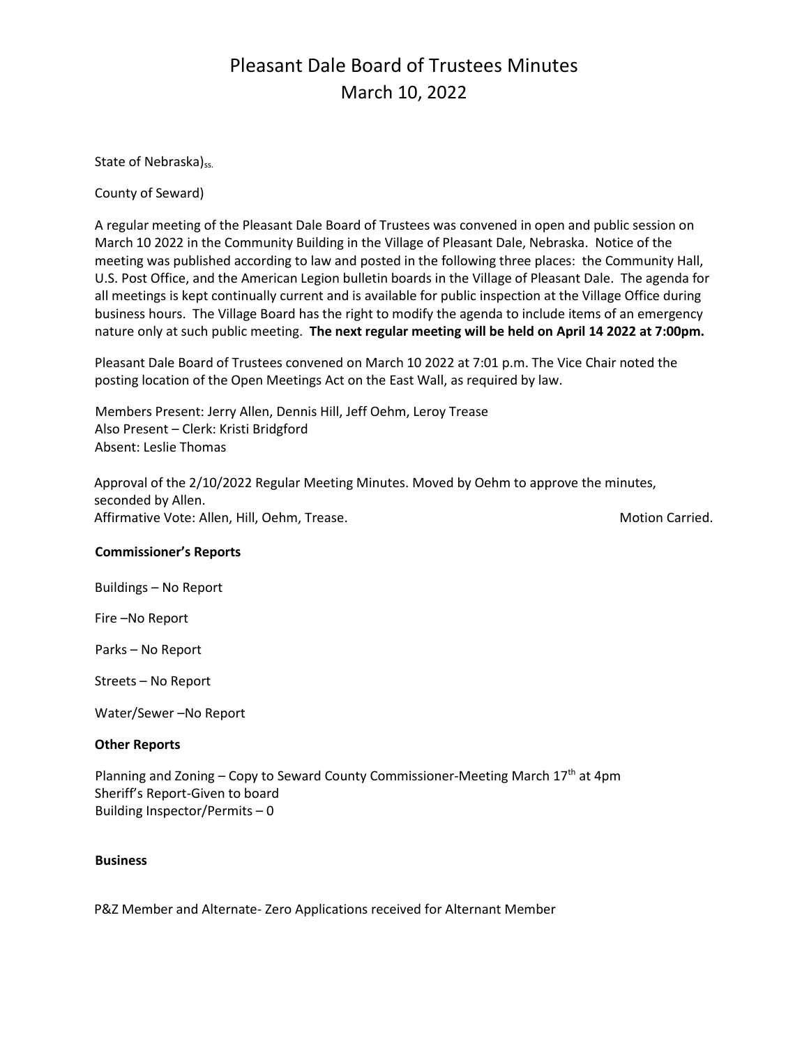# Pleasant Dale Board of Trustees Minutes
## March 10, 2022

State of Nebraska)$_{ss.}$

County of Seward)

A regular meeting of the Pleasant Dale Board of Trustees was convened in open and public session on March 10 2022 in the Community Building in the Village of Pleasant Dale, Nebraska. Notice of the meeting was published according to law and posted in the following three places: the Community Hall, U.S. Post Office, and the American Legion bulletin boards in the Village of Pleasant Dale. The agenda for all meetings is kept continually current and is available for public inspection at the Village Office during business hours. The Village Board has the right to modify the agenda to include items of an emergency nature only at such public meeting. **The next regular meeting will be held on April 14 2022 at 7:00pm.**

Pleasant Dale Board of Trustees convened on March 10 2022 at 7:01 p.m. The Vice Chair noted the posting location of the Open Meetings Act on the East Wall, as required by law.

Members Present: Jerry Allen, Dennis Hill, Jeff Oehm, Leroy Trease
Also Present – Clerk: Kristi Bridgford
Absent: Leslie Thomas

Approval of the 2/10/2022 Regular Meeting Minutes. Moved by Oehm to approve the minutes, seconded by Allen.
Affirmative Vote: Allen, Hill, Oehm, Trease. Motion Carried.

**Commissioner's Reports**

Buildings – No Report

Fire –No Report

Parks – No Report

Streets – No Report

Water/Sewer –No Report

**Other Reports**

Planning and Zoning – Copy to Seward County Commissioner-Meeting March 17th at 4pm
Sheriff's Report-Given to board
Building Inspector/Permits – 0

**Business**

P&Z Member and Alternate- Zero Applications received for Alternant Member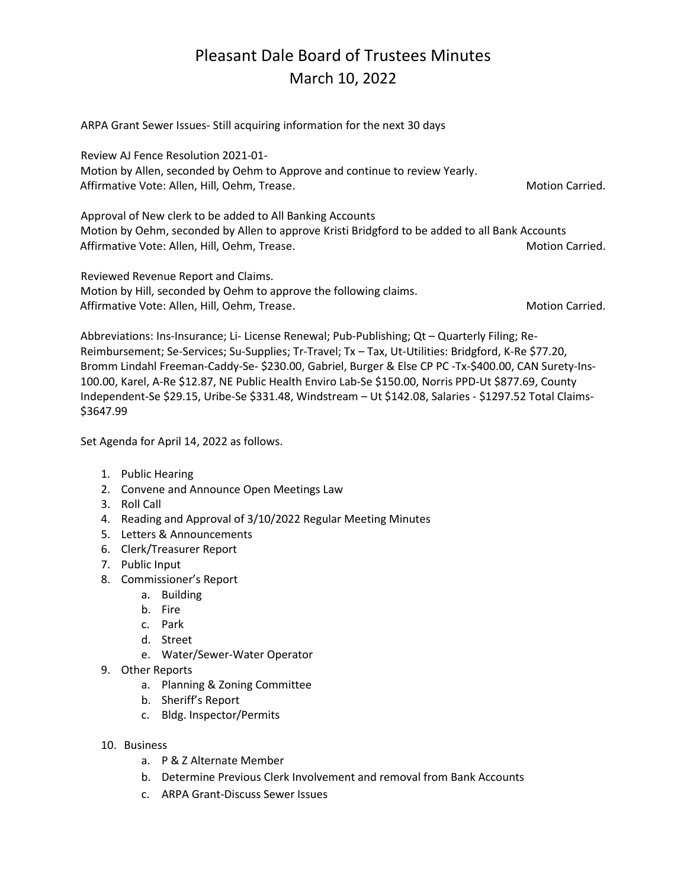# Pleasant Dale Board of Trustees Minutes
## March 10, 2022

ARPA Grant Sewer Issues- Still acquiring information for the next 30 days

Review AJ Fence Resolution 2021-01-
Motion by Allen, seconded by Oehm to Approve and continue to review Yearly.
Affirmative Vote: Allen, Hill, Oehm, Trease. Motion Carried.

Approval of New clerk to be added to All Banking Accounts
Motion by Oehm, seconded by Allen to approve Kristi Bridgford to be added to all Bank Accounts
Affirmative Vote: Allen, Hill, Oehm, Trease. Motion Carried.

Reviewed Revenue Report and Claims.
Motion by Hill, seconded by Oehm to approve the following claims.
Affirmative Vote: Allen, Hill, Oehm, Trease. Motion Carried.

Abbreviations: Ins-Insurance; Li- License Renewal; Pub-Publishing; Qt – Quarterly Filing; Re-Reimbursement; Se-Services; Su-Supplies; Tr-Travel; Tx – Tax, Ut-Utilities: Bridgford, K-Re $77.20, Bromm Lindahl Freeman-Caddy-Se- $230.00, Gabriel, Burger & Else CP PC -Tx-$400.00, CAN Surety-Ins-100.00, Karel, A-Re $12.87, NE Public Health Enviro Lab-Se $150.00, Norris PPD-Ut $877.69, County Independent-Se $29.15, Uribe-Se $331.48, Windstream – Ut $142.08, Salaries - $1297.52 Total Claims- $3647.99

Set Agenda for April 14, 2022 as follows.

1. Public Hearing
2. Convene and Announce Open Meetings Law
3. Roll Call
4. Reading and Approval of 3/10/2022 Regular Meeting Minutes
5. Letters & Announcements
6. Clerk/Treasurer Report
7. Public Input
8. Commissioner's Report
   a. Building
   b. Fire
   c. Park
   d. Street
   e. Water/Sewer-Water Operator
9. Other Reports
   a. Planning & Zoning Committee
   b. Sheriff's Report
   c. Bldg. Inspector/Permits
10. Business
    a. P & Z Alternate Member
    b. Determine Previous Clerk Involvement and removal from Bank Accounts
    c. ARPA Grant-Discuss Sewer Issues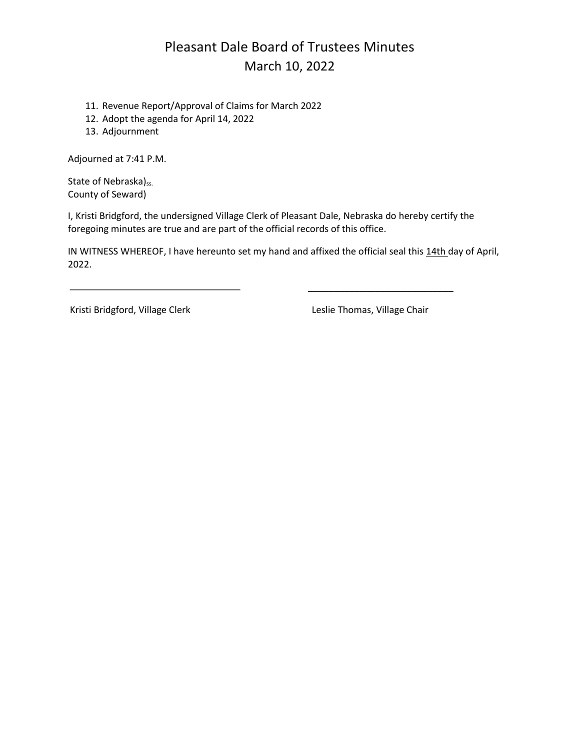# Pleasant Dale Board of Trustees Minutes

## March 10, 2022

11. Revenue Report/Approval of Claims for March 2022
12. Adopt the agenda for April 14, 2022
13. Adjournment

Adjourned at 7:41 P.M.

State of Nebraska)ss.
County of Seward)

I, Kristi Bridgford, the undersigned Village Clerk of Pleasant Dale, Nebraska do hereby certify the foregoing minutes are true and are part of the official records of this office.

IN WITNESS WHEREOF, I have hereunto set my hand and affixed the official seal this 14th day of April, 2022.

\_\_\_\_\_\_\_\_\_\_\_\_\_\_\_\_\_\_\_\_\_\_\_\_\_\_\_\_\_\_\_\_

Kristi Bridgford, Village Clerk

\_\_\_\_\_\_\_\_\_\_\_\_\_\_\_\_\_\_\_\_\_\_\_\_\_\_\_\_\_\_\_\_

Leslie Thomas, Village Chair